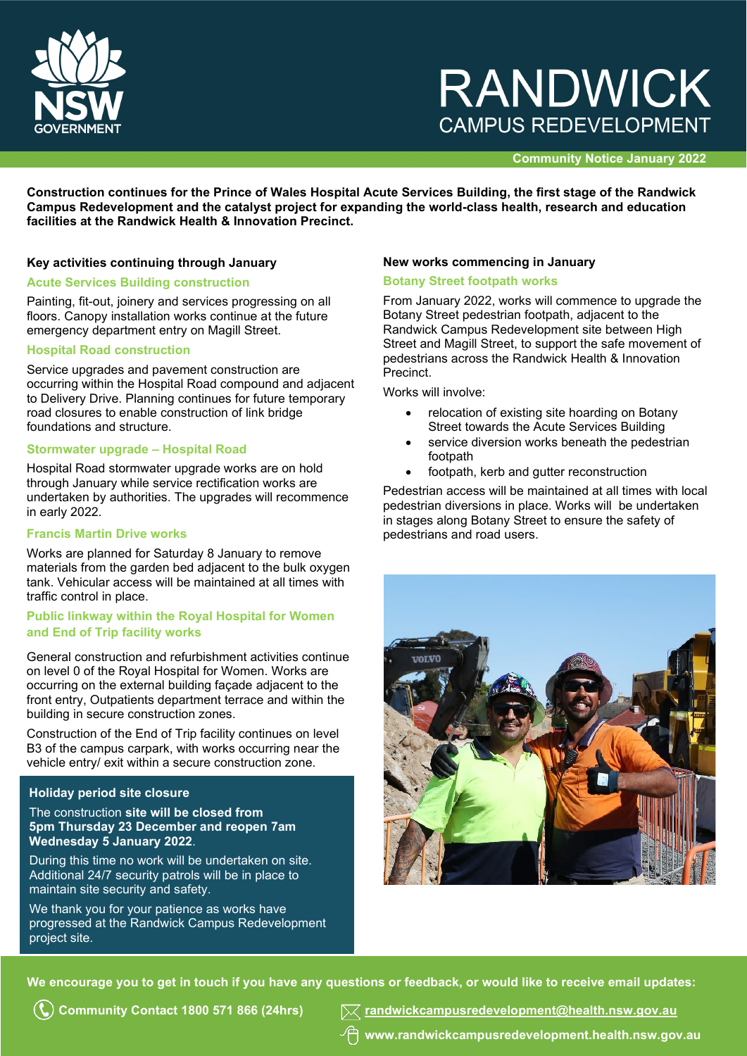# RANDWICK
## CAMPUS REDEVELOPMENT

NSW GOVERNMENT

**Community Notice January 2022**

**Construction continues for the Prince of Wales Hospital Acute Services Building, the first stage of the Randwick Campus Redevelopment and the catalyst project for expanding the world-class health, research and education facilities at the Randwick Health & Innovation Precinct.**

## Key activities continuing through January

### Acute Services Building construction

Painting, fit-out, joinery and services progressing on all floors. Canopy installation works continue at the future emergency department entry on Magill Street.

### Hospital Road construction

Service upgrades and pavement construction are occurring within the Hospital Road compound and adjacent to Delivery Drive. Planning continues for future temporary road closures to enable construction of link bridge foundations and structure.

### Stormwater upgrade – Hospital Road

Hospital Road stormwater upgrade works are on hold through January while service rectification works are undertaken by authorities. The upgrades will recommence in early 2022.

### Francis Martin Drive works

Works are planned for Saturday 8 January to remove materials from the garden bed adjacent to the bulk oxygen tank. Vehicular access will be maintained at all times with traffic control in place.

### Public linkway within the Royal Hospital for Women and End of Trip facility works

General construction and refurbishment activities continue on level 0 of the Royal Hospital for Women. Works are occurring on the external building façade adjacent to the front entry, Outpatients department terrace and within the building in secure construction zones.

Construction of the End of Trip facility continues on level B3 of the campus carpark, with works occurring near the vehicle entry/ exit within a secure construction zone.

### Holiday period site closure

The construction **site will be closed from 5pm Thursday 23 December and reopen 7am Wednesday 5 January 2022**.

During this time no work will be undertaken on site. Additional 24/7 security patrols will be in place to maintain site security and safety.

We thank you for your patience as works have progressed at the Randwick Campus Redevelopment project site.

## New works commencing in January

### Botany Street footpath works

From January 2022, works will commence to upgrade the Botany Street pedestrian footpath, adjacent to the Randwick Campus Redevelopment site between High Street and Magill Street, to support the safe movement of pedestrians across the Randwick Health & Innovation Precinct.

Works will involve:

- relocation of existing site hoarding on Botany Street towards the Acute Services Building
- service diversion works beneath the pedestrian footpath
- footpath, kerb and gutter reconstruction

Pedestrian access will be maintained at all times with local pedestrian diversions in place. Works will be undertaken in stages along Botany Street to ensure the safety of pedestrians and road users.

**We encourage you to get in touch if you have any questions or feedback, or would like to receive email updates:**

**Community Contact 1800 571 866 (24hrs)**

**randwickcampusredevelopment@health.nsw.gov.au**

**www.randwickcampusredevelopment.health.nsw.gov.au**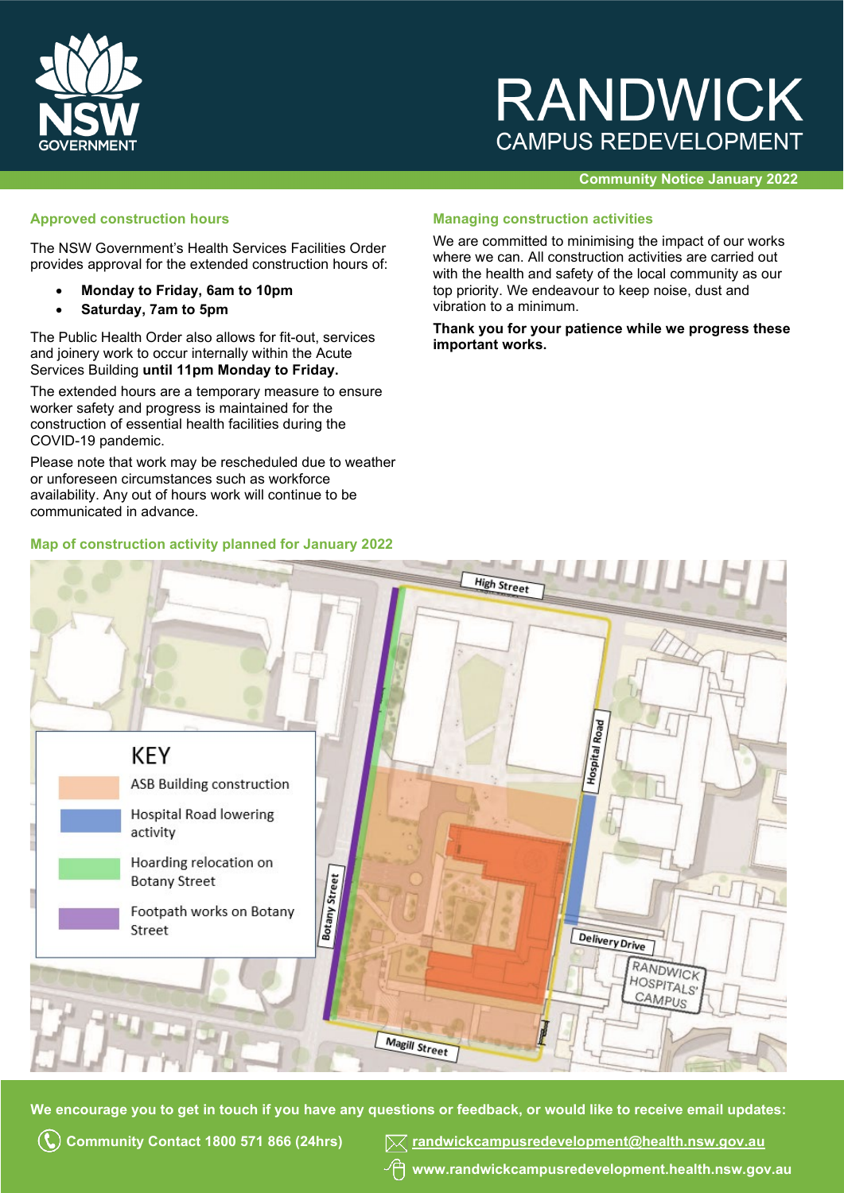# RANDWICK CAMPUS REDEVELOPMENT

**Community Notice January 2022**

## Approved construction hours

The NSW Government's Health Services Facilities Order provides approval for the extended construction hours of:

- **Monday to Friday, 6am to 10pm**
- **Saturday, 7am to 5pm**

The Public Health Order also allows for fit-out, services and joinery work to occur internally within the Acute Services Building **until 11pm Monday to Friday.**

The extended hours are a temporary measure to ensure worker safety and progress is maintained for the construction of essential health facilities during the COVID-19 pandemic.

Please note that work may be rescheduled due to weather or unforeseen circumstances such as workforce availability. Any out of hours work will continue to be communicated in advance.

## Managing construction activities

We are committed to minimising the impact of our works where we can. All construction activities are carried out with the health and safety of the local community as our top priority. We endeavour to keep noise, dust and vibration to a minimum.

**Thank you for your patience while we progress these important works.**

## Map of construction activity planned for January 2022

KEY
ASB Building construction
Hospital Road lowering activity
Hoarding relocation on Botany Street
Footpath works on Botany Street

High Street
Hospital Road
Botany Street
Delivery Drive
Magill Street
RANDWICK HOSPITALS' CAMPUS

**We encourage you to get in touch if you have any questions or feedback, or would like to receive email updates:**

**Community Contact 1800 571 866 (24hrs)**

**randwickcampusredevelopment@health.nsw.gov.au**

**www.randwickcampusredevelopment.health.nsw.gov.au**